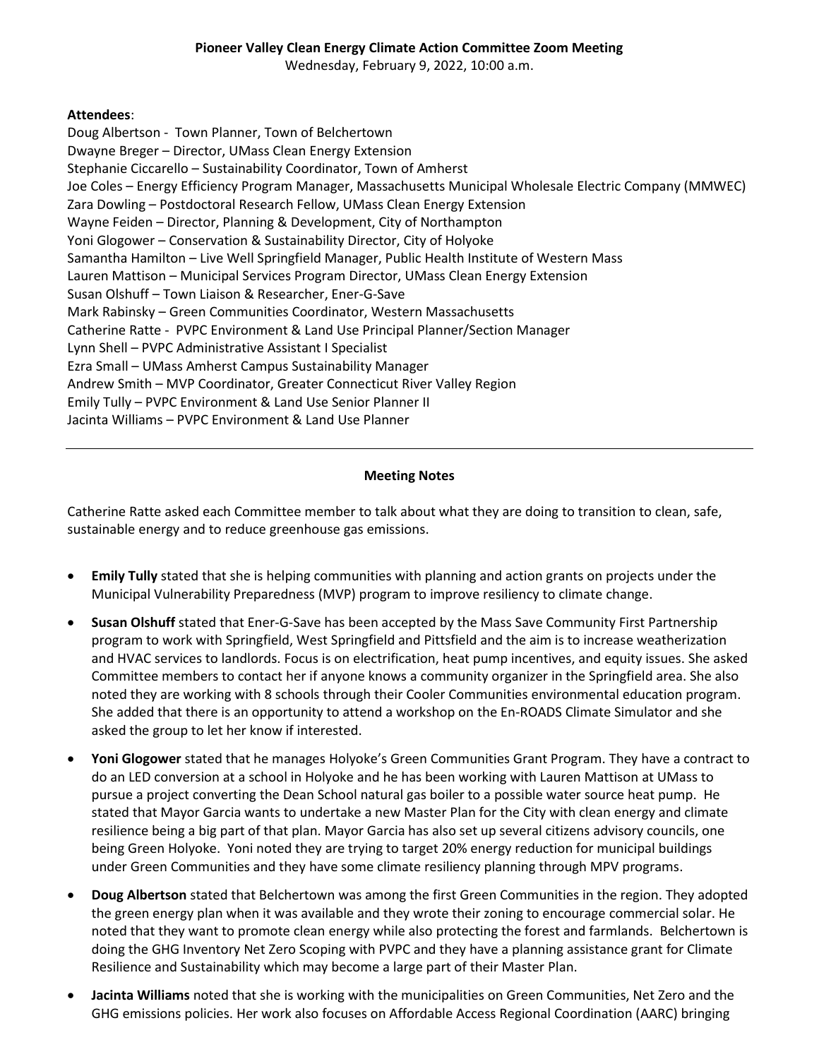**Pioneer Valley Clean Energy Climate Action Committee Zoom Meeting**

Wednesday, February 9, 2022, 10:00 a.m.

**Attendees**:

Doug Albertson - Town Planner, Town of Belchertown
Dwayne Breger – Director, UMass Clean Energy Extension
Stephanie Ciccarello – Sustainability Coordinator, Town of Amherst
Joe Coles – Energy Efficiency Program Manager, Massachusetts Municipal Wholesale Electric Company (MMWEC)
Zara Dowling – Postdoctoral Research Fellow, UMass Clean Energy Extension
Wayne Feiden – Director, Planning & Development, City of Northampton
Yoni Glogower – Conservation & Sustainability Director, City of Holyoke
Samantha Hamilton – Live Well Springfield Manager, Public Health Institute of Western Mass
Lauren Mattison – Municipal Services Program Director, UMass Clean Energy Extension
Susan Olshuff – Town Liaison & Researcher, Ener-G-Save
Mark Rabinsky – Green Communities Coordinator, Western Massachusetts
Catherine Ratte - PVPC Environment & Land Use Principal Planner/Section Manager
Lynn Shell – PVPC Administrative Assistant I Specialist
Ezra Small – UMass Amherst Campus Sustainability Manager
Andrew Smith – MVP Coordinator, Greater Connecticut River Valley Region
Emily Tully – PVPC Environment & Land Use Senior Planner II
Jacinta Williams – PVPC Environment & Land Use Planner

---

**Meeting Notes**

Catherine Ratte asked each Committee member to talk about what they are doing to transition to clean, safe, sustainable energy and to reduce greenhouse gas emissions.

- **Emily Tully** stated that she is helping communities with planning and action grants on projects under the Municipal Vulnerability Preparedness (MVP) program to improve resiliency to climate change.
- **Susan Olshuff** stated that Ener-G-Save has been accepted by the Mass Save Community First Partnership program to work with Springfield, West Springfield and Pittsfield and the aim is to increase weatherization and HVAC services to landlords. Focus is on electrification, heat pump incentives, and equity issues. She asked Committee members to contact her if anyone knows a community organizer in the Springfield area. She also noted they are working with 8 schools through their Cooler Communities environmental education program. She added that there is an opportunity to attend a workshop on the En-ROADS Climate Simulator and she asked the group to let her know if interested.
- **Yoni Glogower** stated that he manages Holyoke's Green Communities Grant Program. They have a contract to do an LED conversion at a school in Holyoke and he has been working with Lauren Mattison at UMass to pursue a project converting the Dean School natural gas boiler to a possible water source heat pump. He stated that Mayor Garcia wants to undertake a new Master Plan for the City with clean energy and climate resilience being a big part of that plan. Mayor Garcia has also set up several citizens advisory councils, one being Green Holyoke. Yoni noted they are trying to target 20% energy reduction for municipal buildings under Green Communities and they have some climate resiliency planning through MPV programs.
- **Doug Albertson** stated that Belchertown was among the first Green Communities in the region. They adopted the green energy plan when it was available and they wrote their zoning to encourage commercial solar. He noted that they want to promote clean energy while also protecting the forest and farmlands. Belchertown is doing the GHG Inventory Net Zero Scoping with PVPC and they have a planning assistance grant for Climate Resilience and Sustainability which may become a large part of their Master Plan.
- **Jacinta Williams** noted that she is working with the municipalities on Green Communities, Net Zero and the GHG emissions policies. Her work also focuses on Affordable Access Regional Coordination (AARC) bringing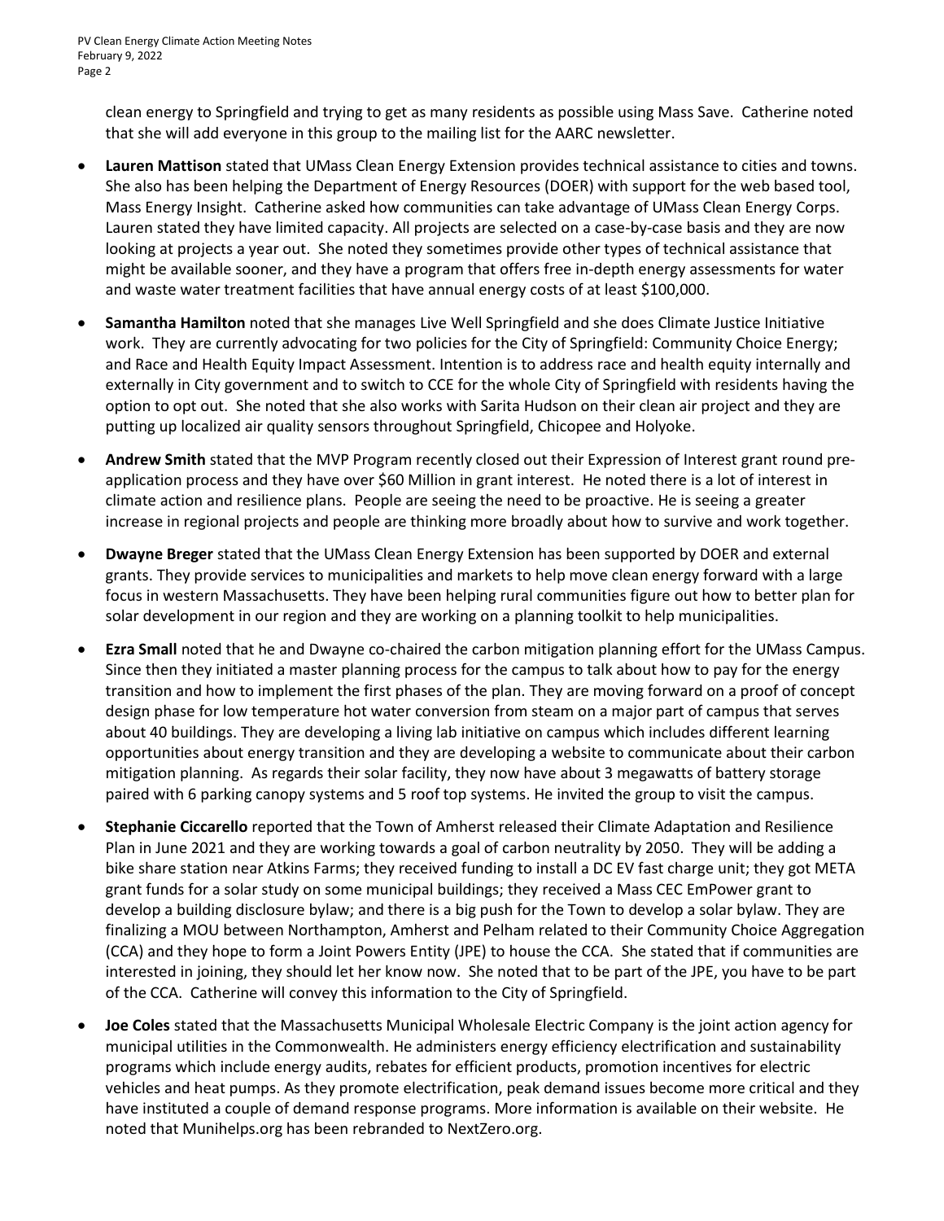clean energy to Springfield and trying to get as many residents as possible using Mass Save. Catherine noted that she will add everyone in this group to the mailing list for the AARC newsletter.

- **Lauren Mattison** stated that UMass Clean Energy Extension provides technical assistance to cities and towns. She also has been helping the Department of Energy Resources (DOER) with support for the web based tool, Mass Energy Insight. Catherine asked how communities can take advantage of UMass Clean Energy Corps. Lauren stated they have limited capacity. All projects are selected on a case-by-case basis and they are now looking at projects a year out. She noted they sometimes provide other types of technical assistance that might be available sooner, and they have a program that offers free in-depth energy assessments for water and waste water treatment facilities that have annual energy costs of at least $100,000.

- **Samantha Hamilton** noted that she manages Live Well Springfield and she does Climate Justice Initiative work. They are currently advocating for two policies for the City of Springfield: Community Choice Energy; and Race and Health Equity Impact Assessment. Intention is to address race and health equity internally and externally in City government and to switch to CCE for the whole City of Springfield with residents having the option to opt out. She noted that she also works with Sarita Hudson on their clean air project and they are putting up localized air quality sensors throughout Springfield, Chicopee and Holyoke.

- **Andrew Smith** stated that the MVP Program recently closed out their Expression of Interest grant round pre-application process and they have over $60 Million in grant interest. He noted there is a lot of interest in climate action and resilience plans. People are seeing the need to be proactive. He is seeing a greater increase in regional projects and people are thinking more broadly about how to survive and work together.

- **Dwayne Breger** stated that the UMass Clean Energy Extension has been supported by DOER and external grants. They provide services to municipalities and markets to help move clean energy forward with a large focus in western Massachusetts. They have been helping rural communities figure out how to better plan for solar development in our region and they are working on a planning toolkit to help municipalities.

- **Ezra Small** noted that he and Dwayne co-chaired the carbon mitigation planning effort for the UMass Campus. Since then they initiated a master planning process for the campus to talk about how to pay for the energy transition and how to implement the first phases of the plan. They are moving forward on a proof of concept design phase for low temperature hot water conversion from steam on a major part of campus that serves about 40 buildings. They are developing a living lab initiative on campus which includes different learning opportunities about energy transition and they are developing a website to communicate about their carbon mitigation planning. As regards their solar facility, they now have about 3 megawatts of battery storage paired with 6 parking canopy systems and 5 roof top systems. He invited the group to visit the campus.

- **Stephanie Ciccarello** reported that the Town of Amherst released their Climate Adaptation and Resilience Plan in June 2021 and they are working towards a goal of carbon neutrality by 2050. They will be adding a bike share station near Atkins Farms; they received funding to install a DC EV fast charge unit; they got META grant funds for a solar study on some municipal buildings; they received a Mass CEC EmPower grant to develop a building disclosure bylaw; and there is a big push for the Town to develop a solar bylaw. They are finalizing a MOU between Northampton, Amherst and Pelham related to their Community Choice Aggregation (CCA) and they hope to form a Joint Powers Entity (JPE) to house the CCA. She stated that if communities are interested in joining, they should let her know now. She noted that to be part of the JPE, you have to be part of the CCA. Catherine will convey this information to the City of Springfield.

- **Joe Coles** stated that the Massachusetts Municipal Wholesale Electric Company is the joint action agency for municipal utilities in the Commonwealth. He administers energy efficiency electrification and sustainability programs which include energy audits, rebates for efficient products, promotion incentives for electric vehicles and heat pumps. As they promote electrification, peak demand issues become more critical and they have instituted a couple of demand response programs. More information is available on their website. He noted that Munihelps.org has been rebranded to NextZero.org.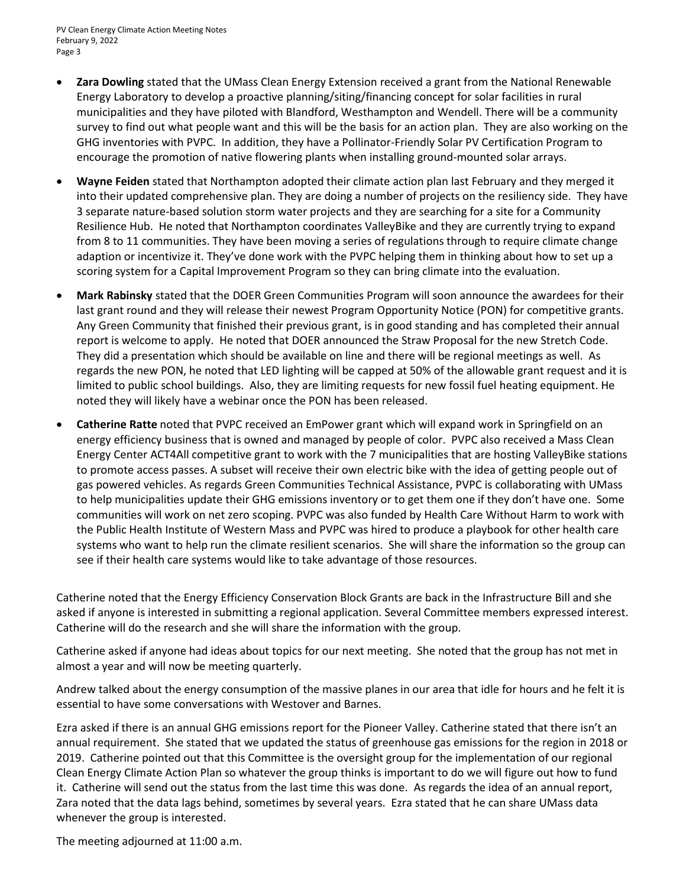- **Zara Dowling** stated that the UMass Clean Energy Extension received a grant from the National Renewable Energy Laboratory to develop a proactive planning/siting/financing concept for solar facilities in rural municipalities and they have piloted with Blandford, Westhampton and Wendell. There will be a community survey to find out what people want and this will be the basis for an action plan. They are also working on the GHG inventories with PVPC. In addition, they have a Pollinator-Friendly Solar PV Certification Program to encourage the promotion of native flowering plants when installing ground-mounted solar arrays.
- **Wayne Feiden** stated that Northampton adopted their climate action plan last February and they merged it into their updated comprehensive plan. They are doing a number of projects on the resiliency side. They have 3 separate nature-based solution storm water projects and they are searching for a site for a Community Resilience Hub. He noted that Northampton coordinates ValleyBike and they are currently trying to expand from 8 to 11 communities. They have been moving a series of regulations through to require climate change adaption or incentivize it. They've done work with the PVPC helping them in thinking about how to set up a scoring system for a Capital Improvement Program so they can bring climate into the evaluation.
- **Mark Rabinsky** stated that the DOER Green Communities Program will soon announce the awardees for their last grant round and they will release their newest Program Opportunity Notice (PON) for competitive grants. Any Green Community that finished their previous grant, is in good standing and has completed their annual report is welcome to apply. He noted that DOER announced the Straw Proposal for the new Stretch Code. They did a presentation which should be available on line and there will be regional meetings as well. As regards the new PON, he noted that LED lighting will be capped at 50% of the allowable grant request and it is limited to public school buildings. Also, they are limiting requests for new fossil fuel heating equipment. He noted they will likely have a webinar once the PON has been released.
- **Catherine Ratte** noted that PVPC received an EmPower grant which will expand work in Springfield on an energy efficiency business that is owned and managed by people of color. PVPC also received a Mass Clean Energy Center ACT4All competitive grant to work with the 7 municipalities that are hosting ValleyBike stations to promote access passes. A subset will receive their own electric bike with the idea of getting people out of gas powered vehicles. As regards Green Communities Technical Assistance, PVPC is collaborating with UMass to help municipalities update their GHG emissions inventory or to get them one if they don't have one. Some communities will work on net zero scoping. PVPC was also funded by Health Care Without Harm to work with the Public Health Institute of Western Mass and PVPC was hired to produce a playbook for other health care systems who want to help run the climate resilient scenarios. She will share the information so the group can see if their health care systems would like to take advantage of those resources.

Catherine noted that the Energy Efficiency Conservation Block Grants are back in the Infrastructure Bill and she asked if anyone is interested in submitting a regional application. Several Committee members expressed interest. Catherine will do the research and she will share the information with the group.

Catherine asked if anyone had ideas about topics for our next meeting. She noted that the group has not met in almost a year and will now be meeting quarterly.

Andrew talked about the energy consumption of the massive planes in our area that idle for hours and he felt it is essential to have some conversations with Westover and Barnes.

Ezra asked if there is an annual GHG emissions report for the Pioneer Valley. Catherine stated that there isn't an annual requirement. She stated that we updated the status of greenhouse gas emissions for the region in 2018 or 2019. Catherine pointed out that this Committee is the oversight group for the implementation of our regional Clean Energy Climate Action Plan so whatever the group thinks is important to do we will figure out how to fund it. Catherine will send out the status from the last time this was done. As regards the idea of an annual report, Zara noted that the data lags behind, sometimes by several years. Ezra stated that he can share UMass data whenever the group is interested.

The meeting adjourned at 11:00 a.m.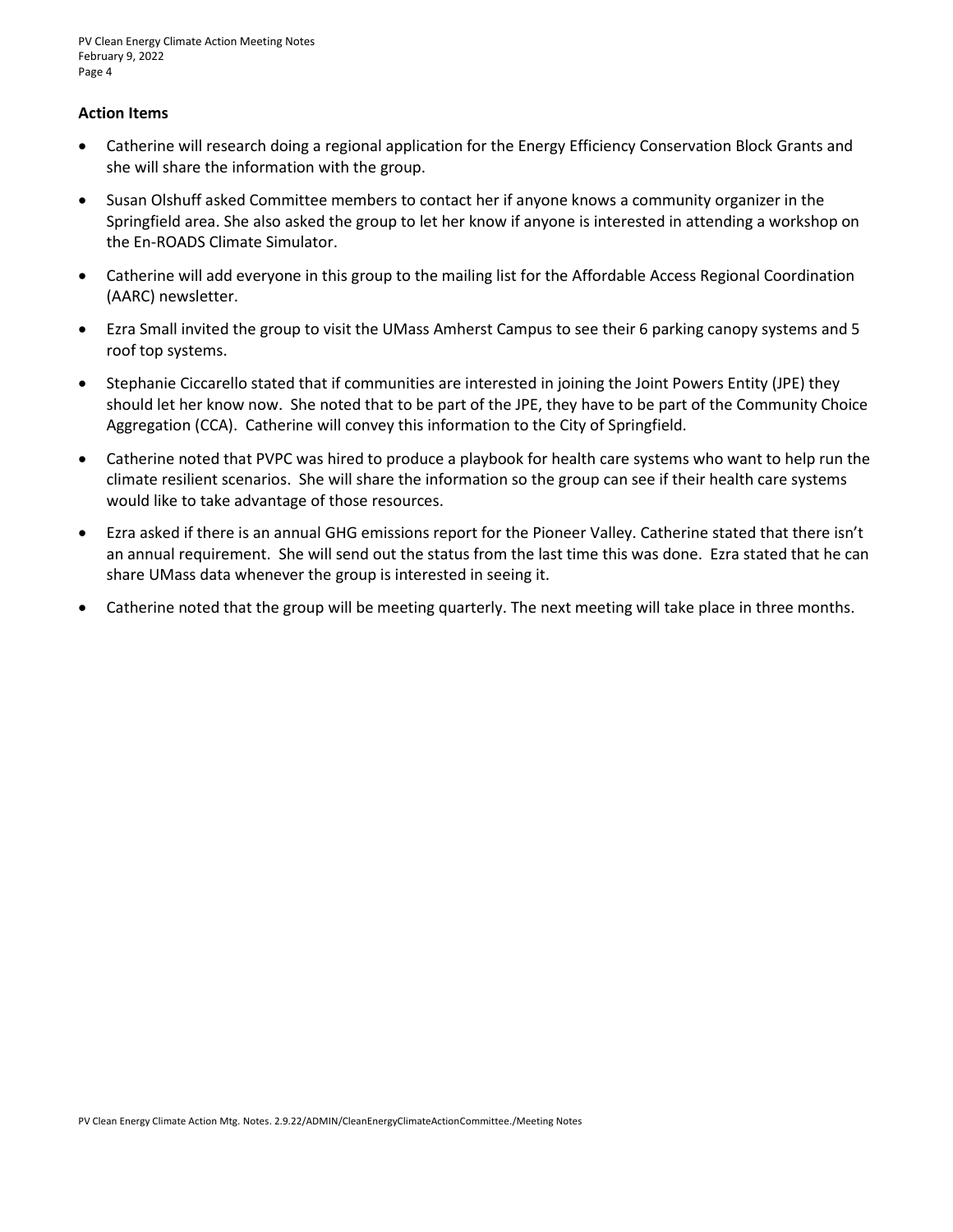### Action Items

- Catherine will research doing a regional application for the Energy Efficiency Conservation Block Grants and she will share the information with the group.
- Susan Olshuff asked Committee members to contact her if anyone knows a community organizer in the Springfield area. She also asked the group to let her know if anyone is interested in attending a workshop on the En-ROADS Climate Simulator.
- Catherine will add everyone in this group to the mailing list for the Affordable Access Regional Coordination (AARC) newsletter.
- Ezra Small invited the group to visit the UMass Amherst Campus to see their 6 parking canopy systems and 5 roof top systems.
- Stephanie Ciccarello stated that if communities are interested in joining the Joint Powers Entity (JPE) they should let her know now. She noted that to be part of the JPE, they have to be part of the Community Choice Aggregation (CCA). Catherine will convey this information to the City of Springfield.
- Catherine noted that PVPC was hired to produce a playbook for health care systems who want to help run the climate resilient scenarios. She will share the information so the group can see if their health care systems would like to take advantage of those resources.
- Ezra asked if there is an annual GHG emissions report for the Pioneer Valley. Catherine stated that there isn't an annual requirement. She will send out the status from the last time this was done. Ezra stated that he can share UMass data whenever the group is interested in seeing it.
- Catherine noted that the group will be meeting quarterly. The next meeting will take place in three months.